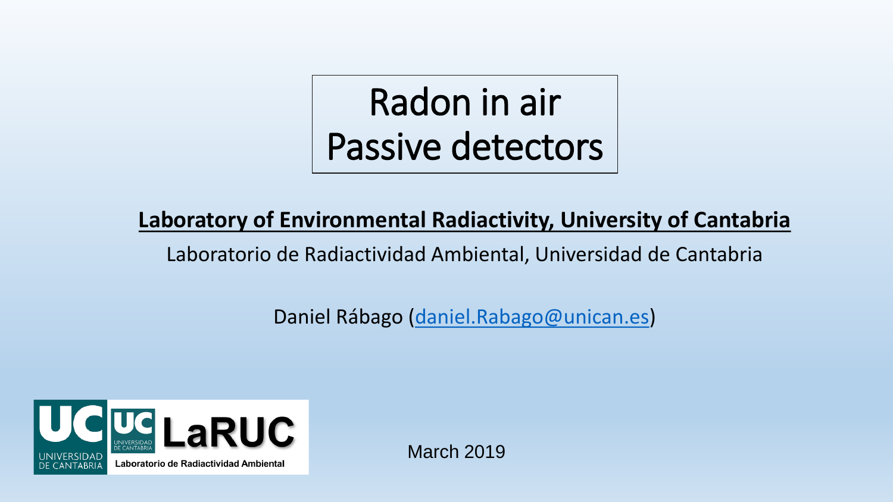# Radon in air
# Passive detectors

**Laboratory of Environmental Radiactivity, University of Cantabria**

Laboratorio de Radiactividad Ambiental, Universidad de Cantabria

Daniel Rábago (daniel.Rabago@unican.es)

UC UNIVERSIDAD DE CANTABRIA

UC UNIVERSIDAD DE CANTABRIA LaRUC Laboratorio de Radiactividad Ambiental

March 2019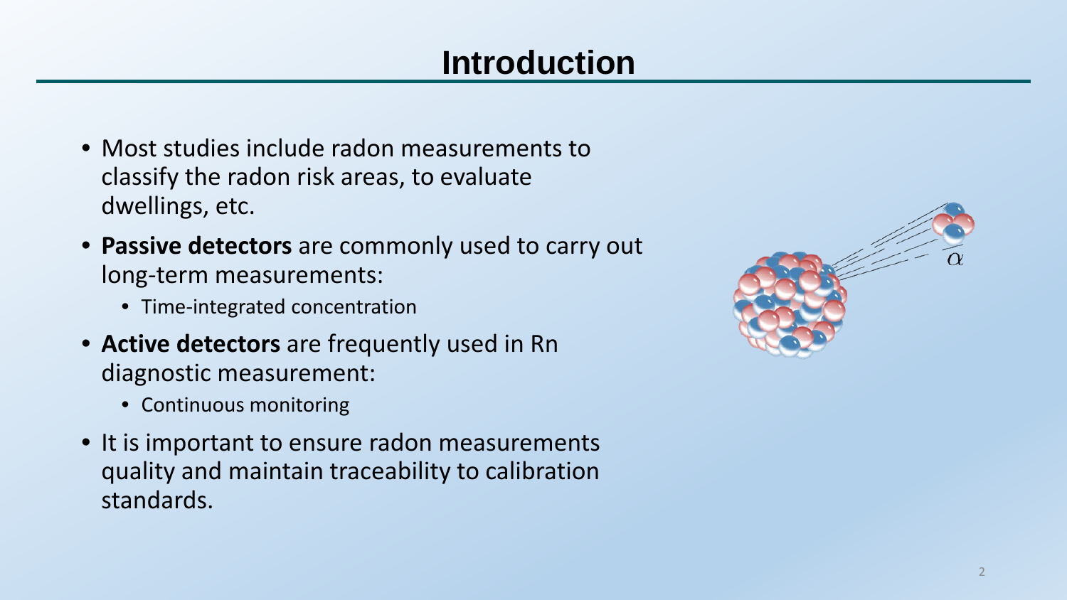# Introduction

- Most studies include radon measurements to classify the radon risk areas, to evaluate dwellings, etc.
- **Passive detectors** are commonly used to carry out long-term measurements:
  - Time-integrated concentration
- **Active detectors** are frequently used in Rn diagnostic measurement:
  - Continuous monitoring
- It is important to ensure radon measurements quality and maintain traceability to calibration standards.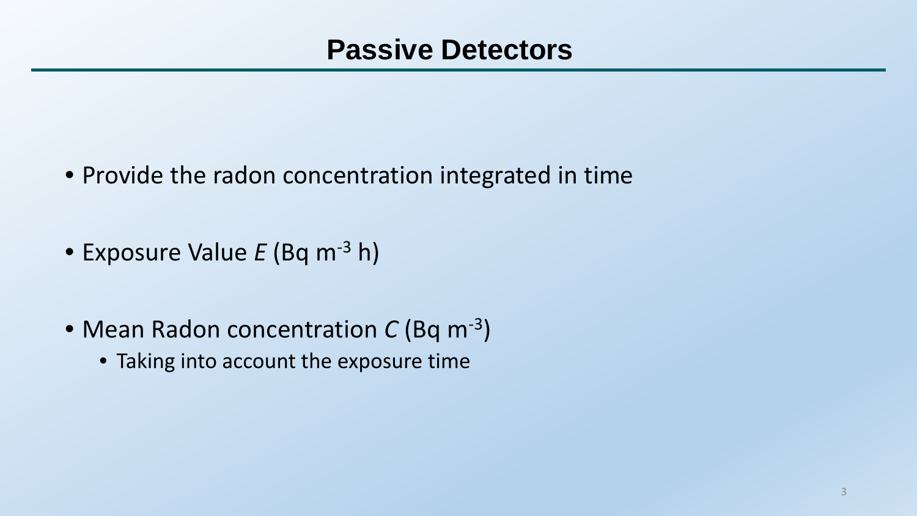# Passive Detectors

- Provide the radon concentration integrated in time
- Exposure Value $E$ (Bq $m^{-3}$ h)
- Mean Radon concentration $C$ (Bq $m^{-3}$)
  - Taking into account the exposure time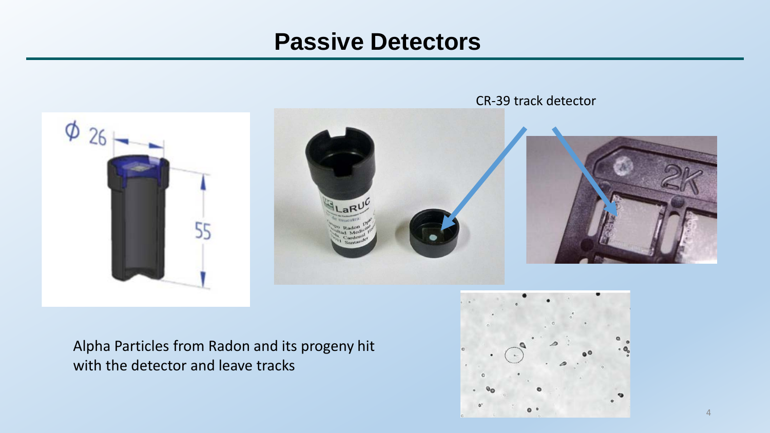# Passive Detectors

CR-39 track detector

Alpha Particles from Radon and its progeny hit with the detector and leave tracks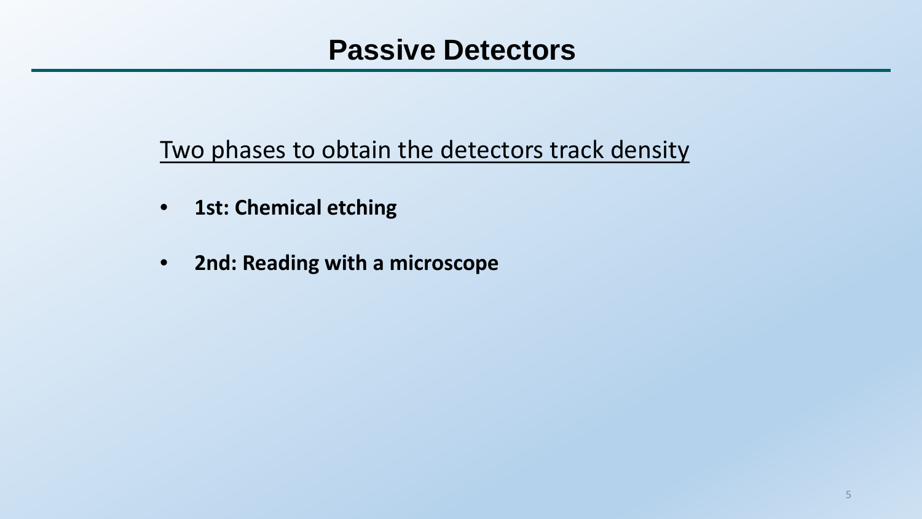# Passive Detectors

Two phases to obtain the detectors track density

- **1st: Chemical etching**
- **2nd: Reading with a microscope**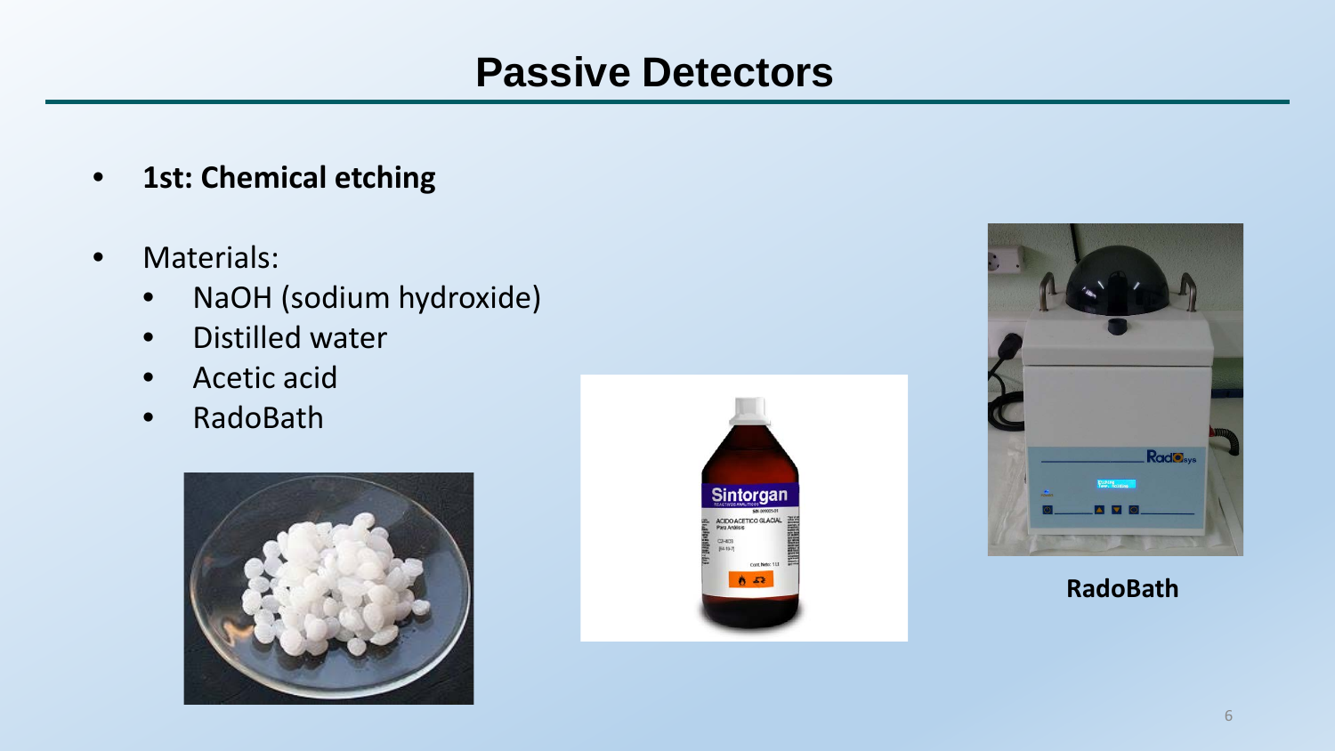# Passive Detectors

- **1st: Chemical etching**
- Materials:
  - NaOH (sodium hydroxide)
  - Distilled water
  - Acetic acid
  - RadoBath

**RadoBath**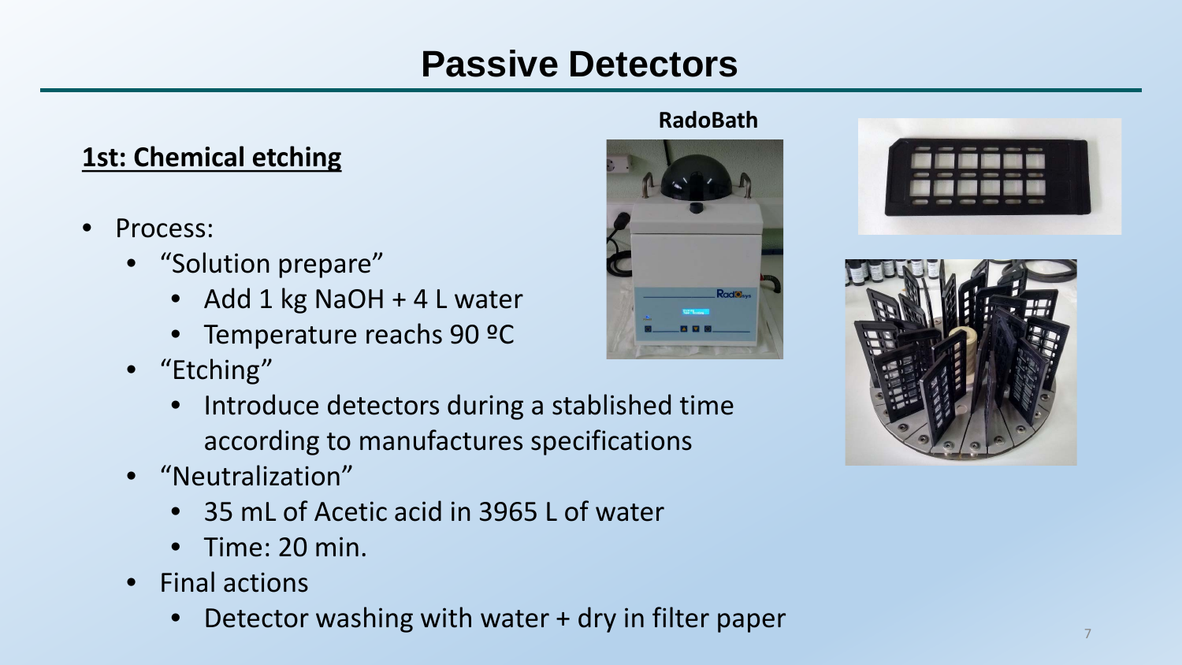# Passive Detectors

## 1st: Chemical etching

RadoBath

- Process:
  - "Solution prepare"
    - Add 1 kg NaOH + 4 L water
    - Temperature reaches 90 ºC
  - "Etching"
    - Introduce detectors during a stablished time according to manufactures specifications
  - "Neutralization"
    - 35 mL of Acetic acid in 3965 L of water
    - Time: 20 min.
  - Final actions
    - Detector washing with water + dry in filter paper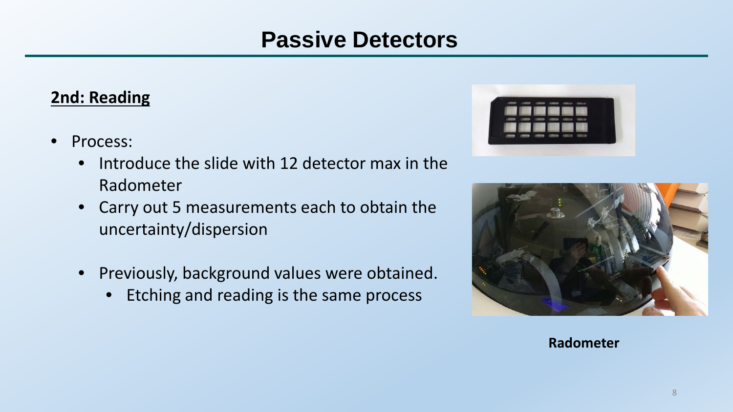# Passive Detectors

**2nd: Reading**

- Process:
  - Introduce the slide with 12 detector max in the Radometer
  - Carry out 5 measurements each to obtain the uncertainty/dispersion
  - Previously, background values were obtained.
    - Etching and reading is the same process

**Radometer**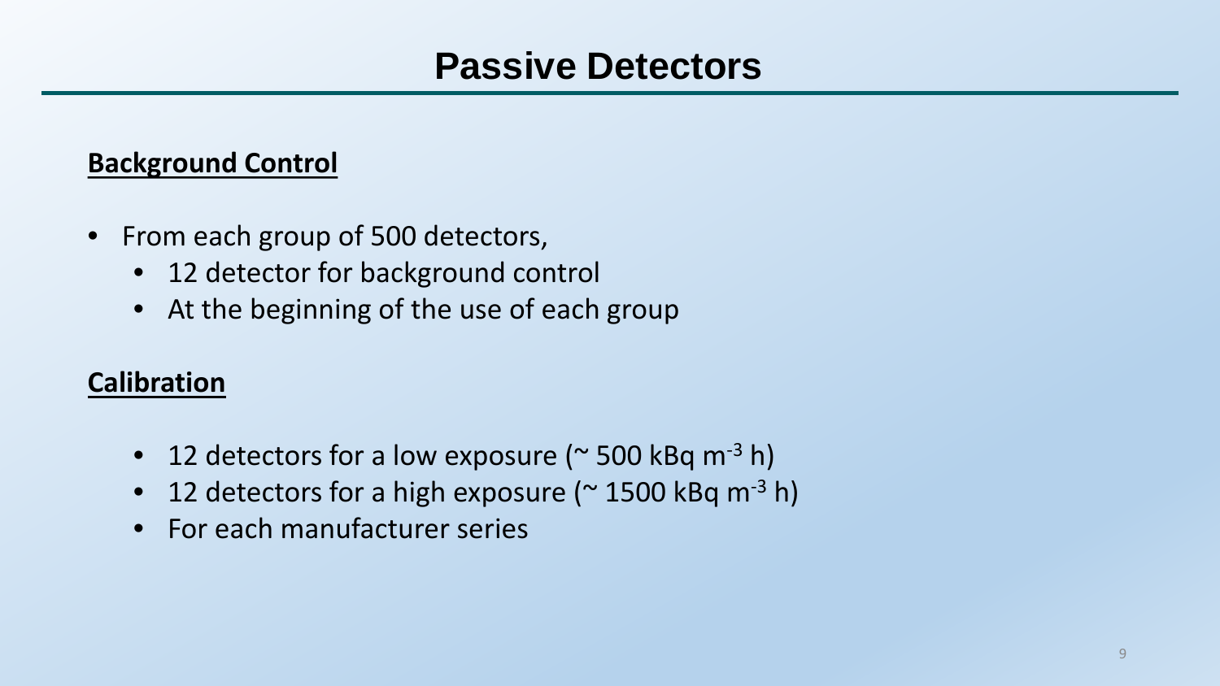# Passive Detectors

**Background Control**

- From each group of 500 detectors,
  - 12 detector for background control
  - At the beginning of the use of each group

**Calibration**

- 12 detectors for a low exposure (~ 500 kBq $m^{-3}$ h)
- 12 detectors for a high exposure (~ 1500 kBq $m^{-3}$ h)
- For each manufacturer series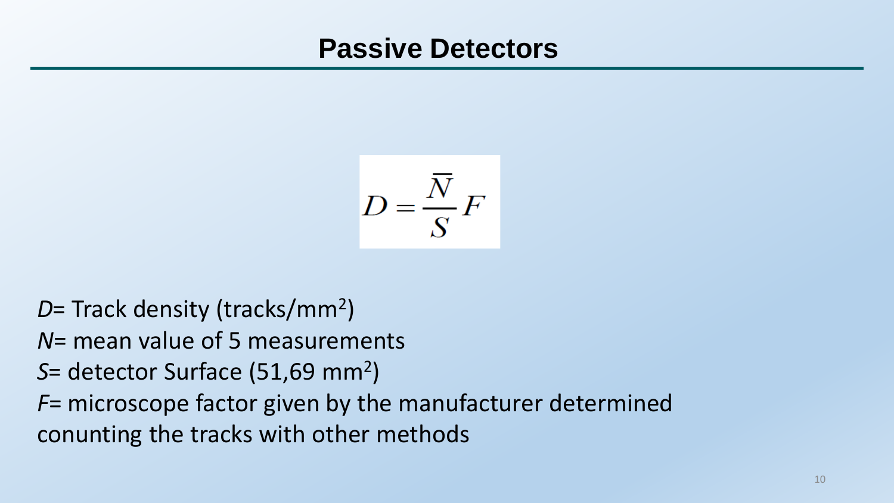# Passive Detectors

$$D = \frac{\bar{N}}{S} F$$

*D*= Track density (tracks/mm$^2$)

*N*= mean value of 5 measurements

*S*= detector Surface (51,69 mm$^2$)

*F*= microscope factor given by the manufacturer determined conunting the tracks with other methods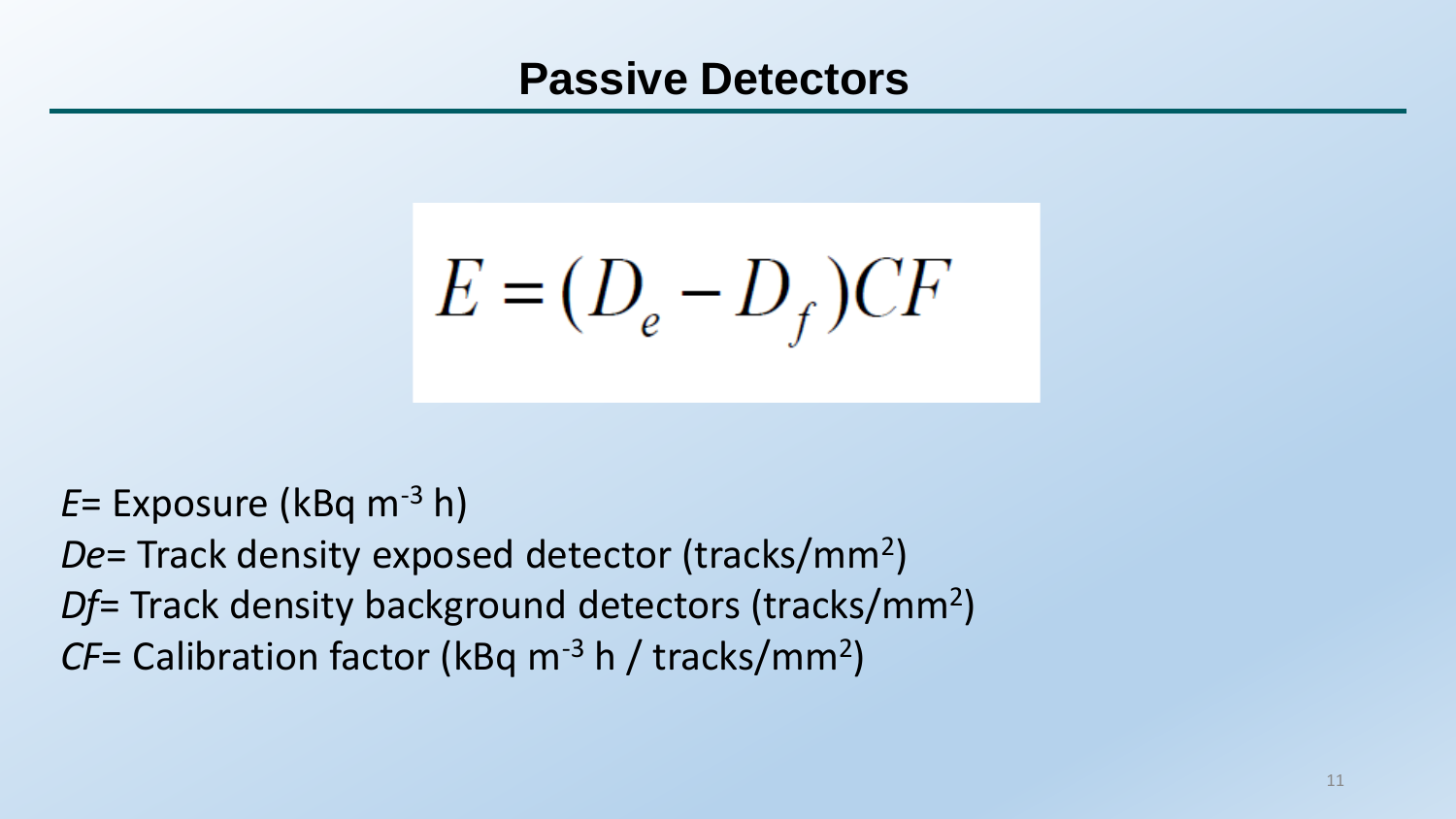# Passive Detectors

$$E = (D_e - D_f)CF$$

*E*= Exposure (kBq $m^{-3}$ h)

*De*= Track density exposed detector (tracks/$mm^2$)

*Df*= Track density background detectors (tracks/$mm^2$)

*CF*= Calibration factor (kBq $m^{-3}$ h / tracks/$mm^2$)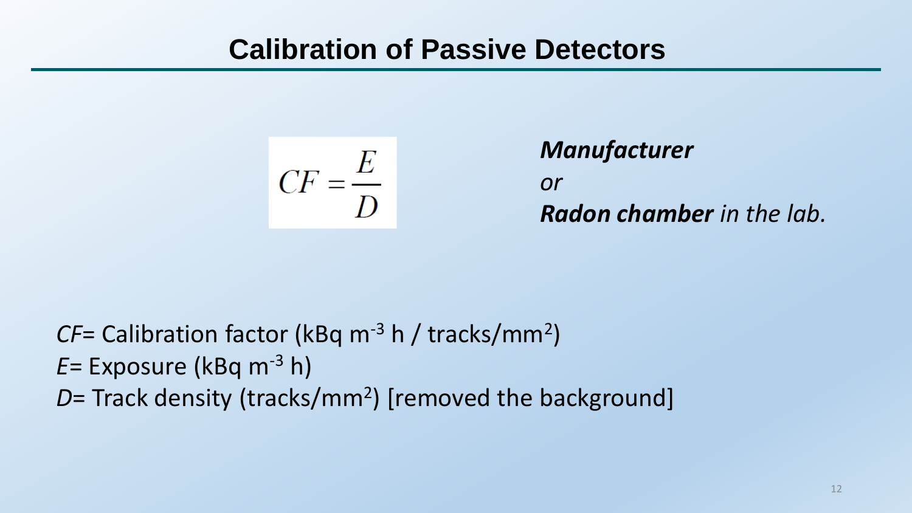# Calibration of Passive Detectors

$$CF = \frac{E}{D}$$

***Manufacturer***

*or*

***Radon chamber** in the lab.*

*CF*= Calibration factor (kBq $m^{-3}$ h / tracks/$mm^2$)

*E*= Exposure (kBq $m^{-3}$ h)

*D*= Track density (tracks/$mm^2$) [removed the background]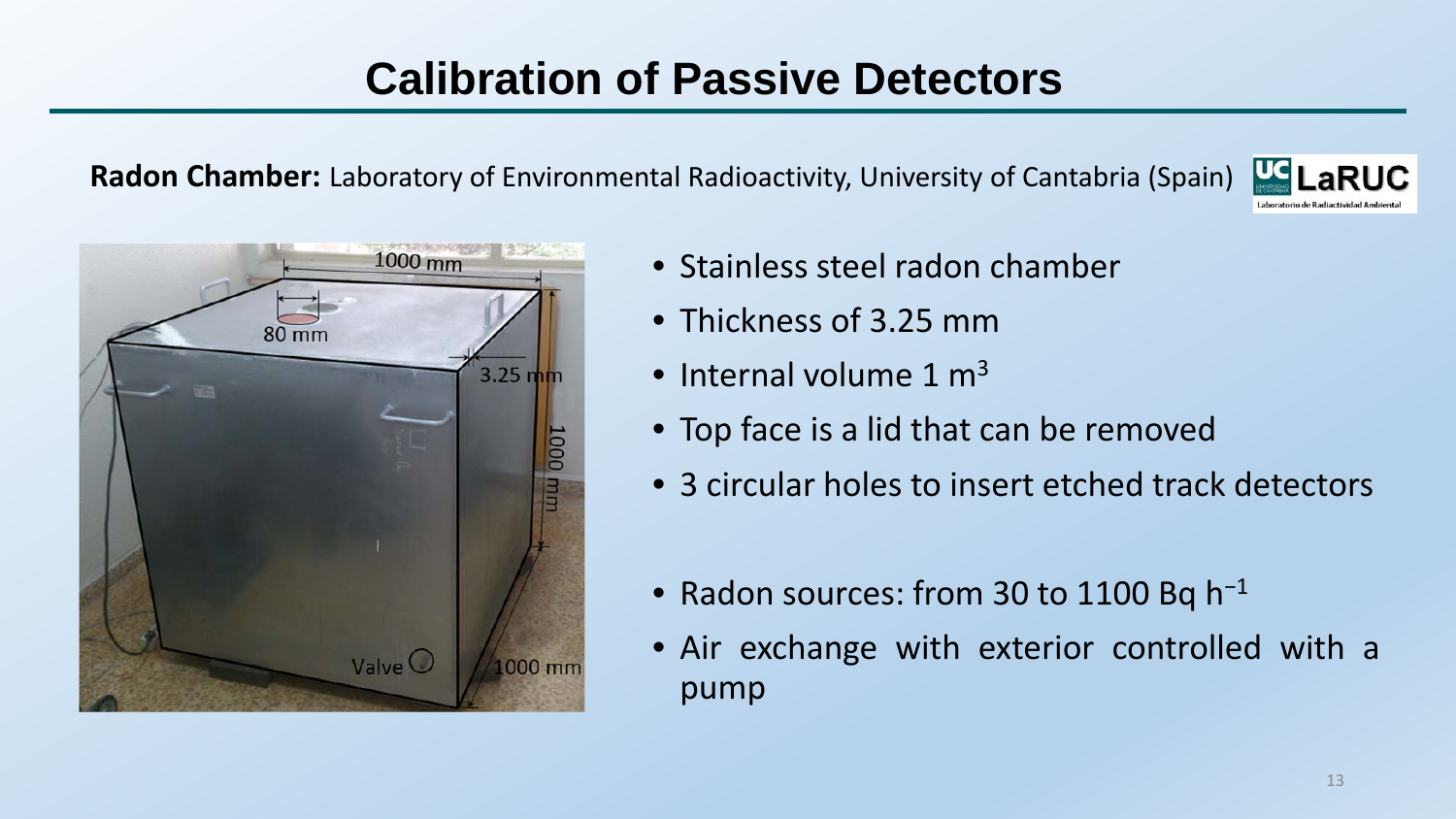# Calibration of Passive Detectors

**Radon Chamber:** Laboratory of Environmental Radioactivity, University of Cantabria (Spain)

- Stainless steel radon chamber
- Thickness of 3.25 mm
- Internal volume 1 $m^3$
- Top face is a lid that can be removed
- 3 circular holes to insert etched track detectors

- Radon sources: from 30 to 1100 Bq $h^{-1}$
- Air exchange with exterior controlled with a pump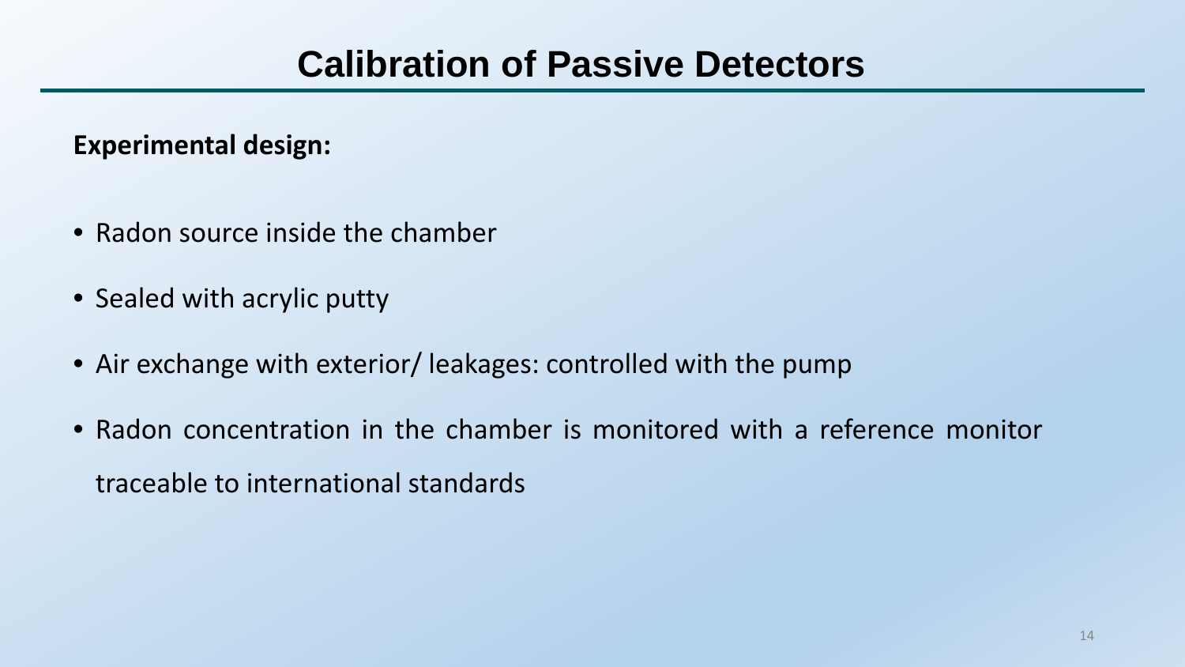# Calibration of Passive Detectors

**Experimental design:**

- Radon source inside the chamber
- Sealed with acrylic putty
- Air exchange with exterior/ leakages: controlled with the pump
- Radon concentration in the chamber is monitored with a reference monitor traceable to international standards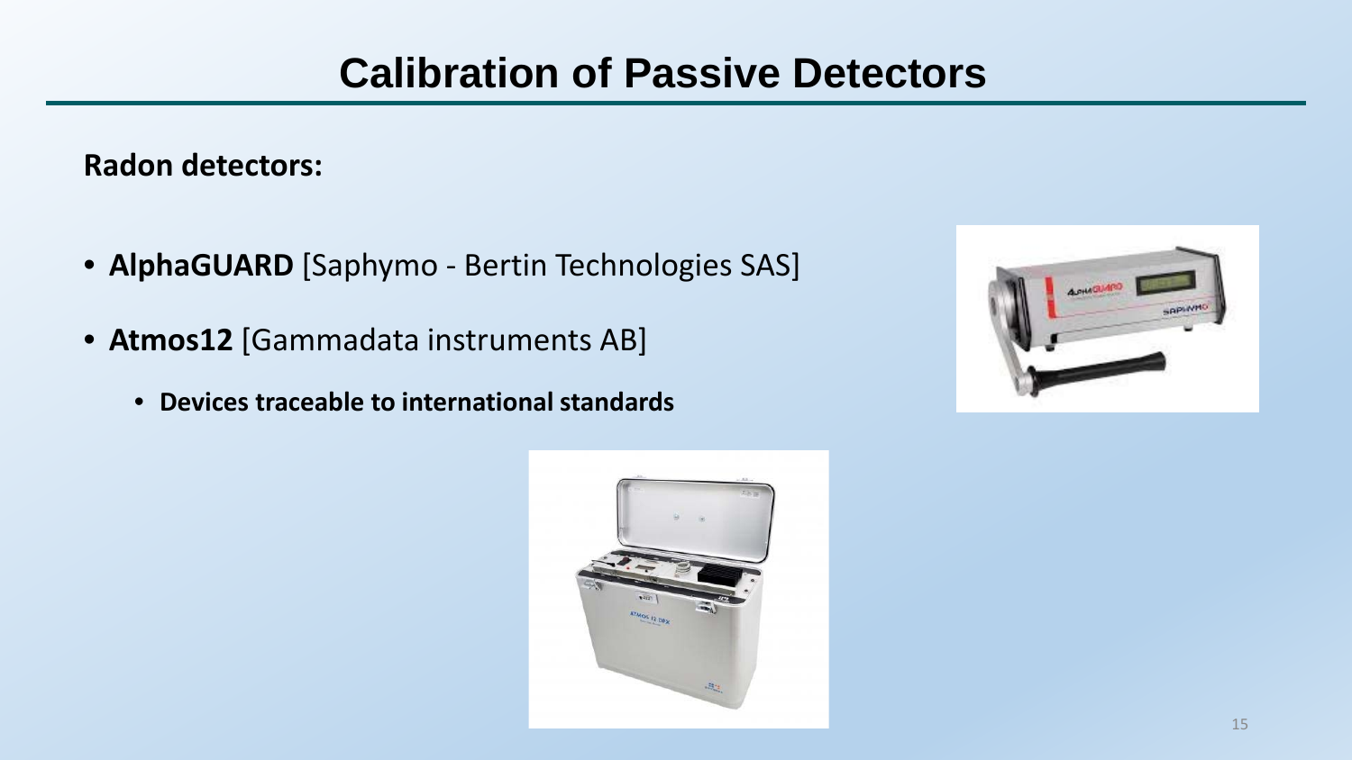# Calibration of Passive Detectors

**Radon detectors:**

- **AlphaGUARD** [Saphymo - Bertin Technologies SAS]
- **Atmos12** [Gammadata instruments AB]
  - **Devices traceable to international standards**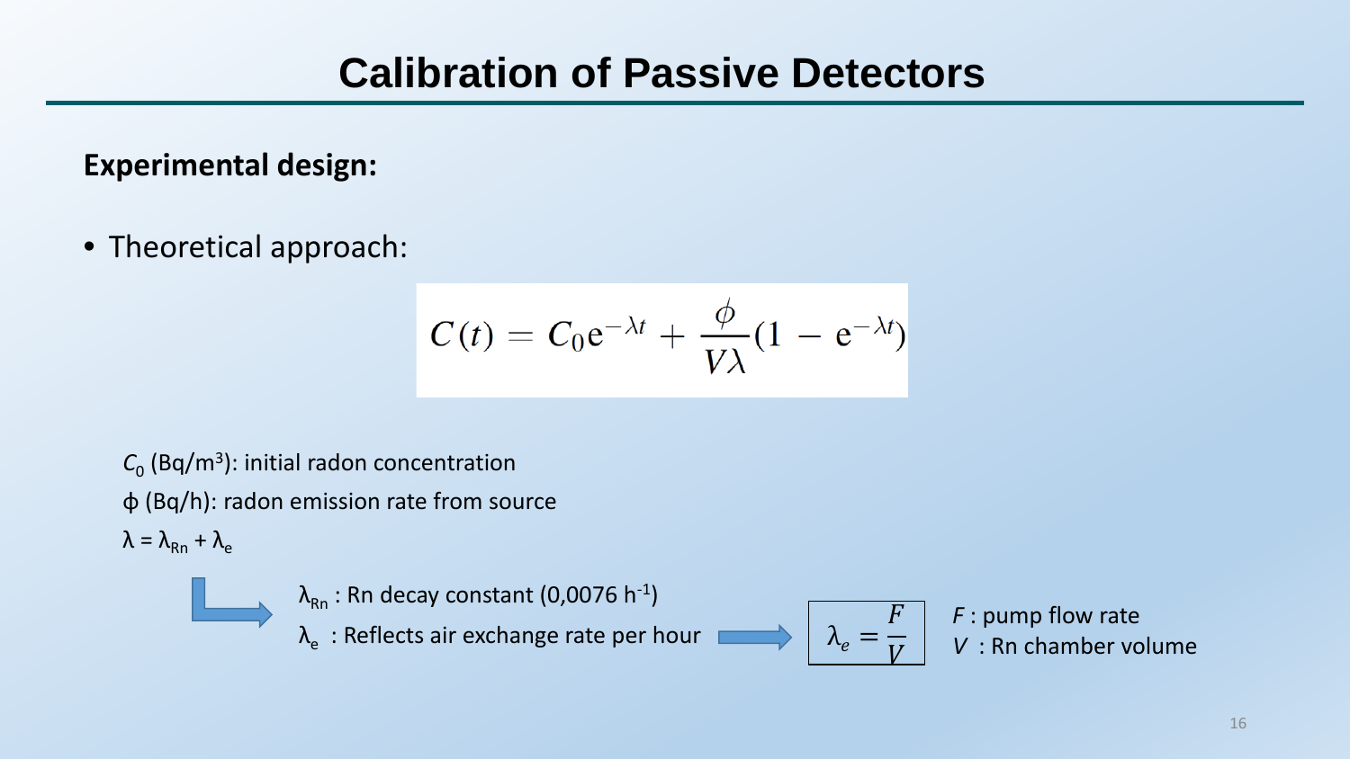# Calibration of Passive Detectors

**Experimental design:**

- Theoretical approach:

$$C(t) = C_0 e^{-\lambda t} + \frac{\phi}{V\lambda}(1 - e^{-\lambda t})$$

$C_0$ (Bq/m$^3$): initial radon concentration

$\phi$ (Bq/h): radon emission rate from source

$\lambda = \lambda_{Rn} + \lambda_e$

$\lambda_{Rn}$ : Rn decay constant (0,0076 h$^{-1}$)

$\lambda_e$ : Reflects air exchange rate per hour

$$\lambda_e = \frac{F}{V}$$

$F$ : pump flow rate

$V$ : Rn chamber volume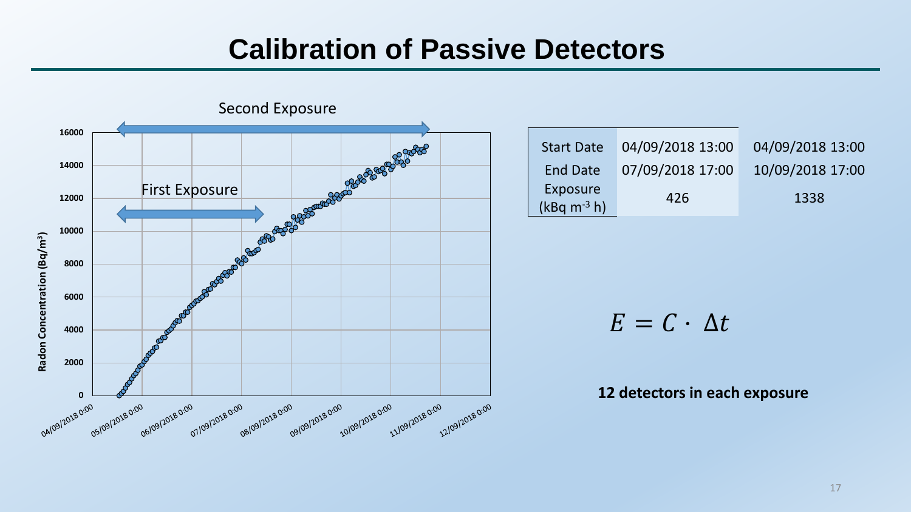# Calibration of Passive Detectors

| Start Date | 04/09/2018 13:00 | 04/09/2018 13:00 |
| --- | --- | --- |
| End Date | 07/09/2018 17:00 | 10/09/2018 17:00 |
| Exposure (kBq m$^{-3}$ h) | 426 | 1338 |

$$E = C \cdot \Delta t$$

**12 detectors in each exposure**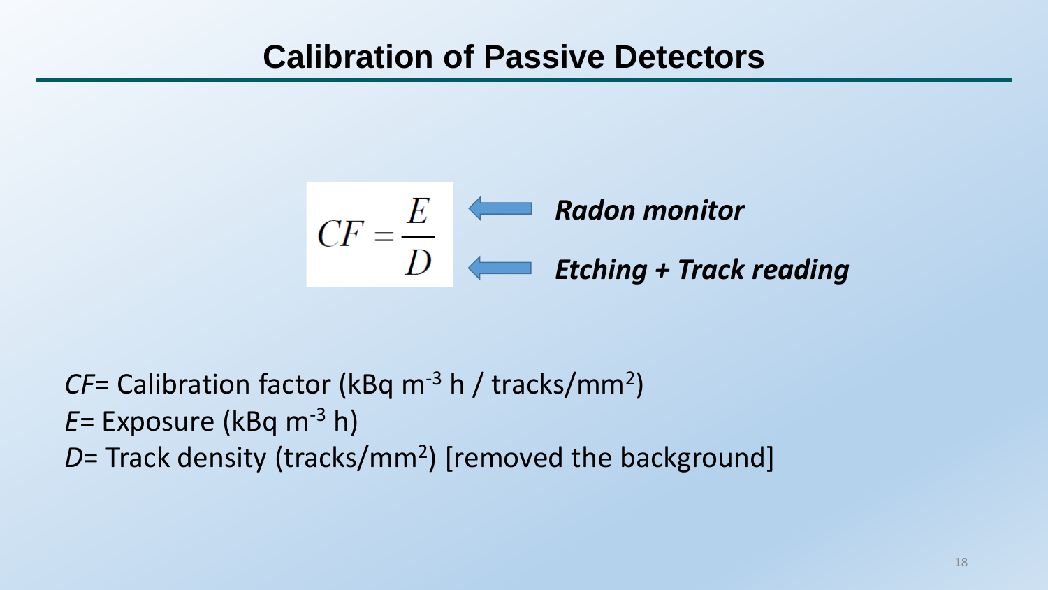# Calibration of Passive Detectors

$$CF = \frac{E}{D}$$

- $E$ ← ***Radon monitor***
- $D$ ← ***Etching + Track reading***

*CF*= Calibration factor (kBq $m^{-3}$ h / tracks/$mm^2$)
*E*= Exposure (kBq $m^{-3}$ h)
*D*= Track density (tracks/$mm^2$) [removed the background]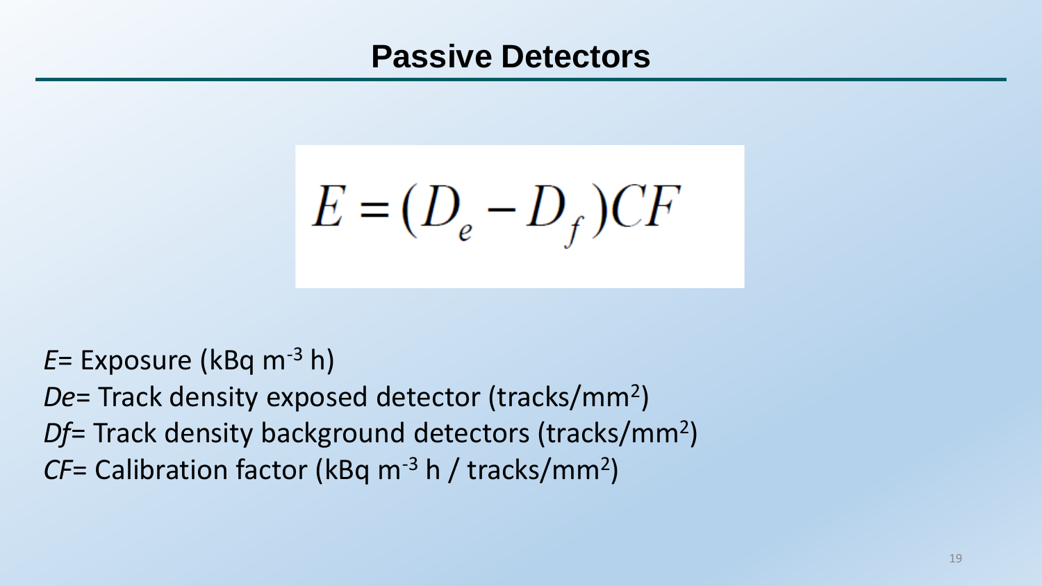# Passive Detectors

$$E = (D_e - D_f)CF$$

*E*= Exposure (kBq $m^{-3}$ h)
*De*= Track density exposed detector (tracks/$mm^2$)
*Df*= Track density background detectors (tracks/$mm^2$)
*CF*= Calibration factor (kBq $m^{-3}$ h / tracks/$mm^2$)